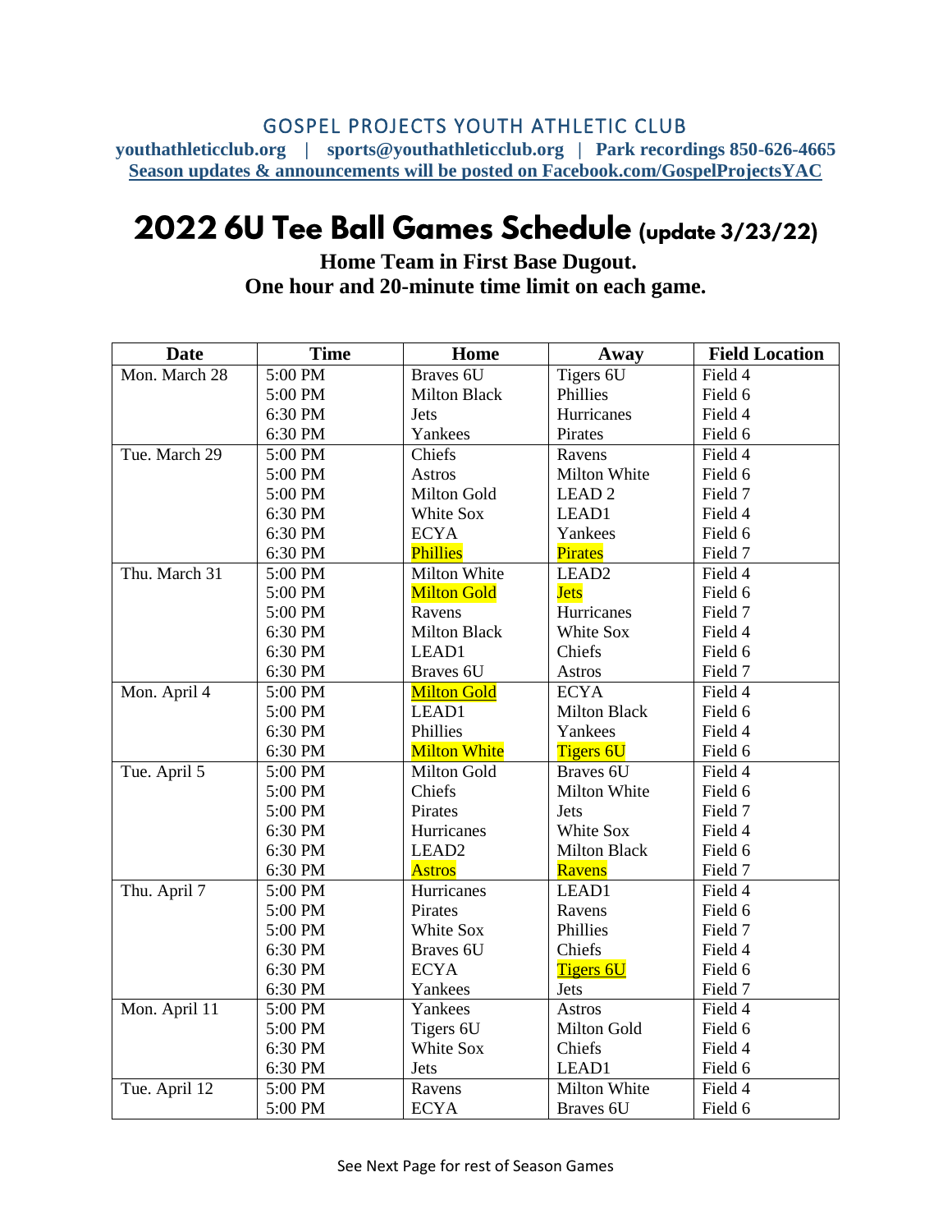GOSPEL PROJECTS YOUTH ATHLETIC CLUB

**youthathleticclub.org | sports@youthathleticclub.org | Park recordings 850-626-4665**

**Season updates & announcements will be posted on Facebook.com/GospelProjectsYAC**

# 2022 6U Tee Ball Games Schedule (update 3/23/22)

**Home Team in First Base Dugout.**
**One hour and 20-minute time limit on each game.**

| Date | Time | Home | Away | Field Location |
|---|---|---|---|---|
| Mon. March 28 | 5:00 PM | Braves 6U | Tigers 6U | Field 4 |
| | 5:00 PM | Milton Black | Phillies | Field 6 |
| | 6:30 PM | Jets | Hurricanes | Field 4 |
| | 6:30 PM | Yankees | Pirates | Field 6 |
| Tue. March 29 | 5:00 PM | Chiefs | Ravens | Field 4 |
| | 5:00 PM | Astros | Milton White | Field 6 |
| | 5:00 PM | Milton Gold | LEAD 2 | Field 7 |
| | 6:30 PM | White Sox | LEAD1 | Field 4 |
| | 6:30 PM | ECYA | Yankees | Field 6 |
| | 6:30 PM | Phillies | Pirates | Field 7 |
| Thu. March 31 | 5:00 PM | Milton White | LEAD2 | Field 4 |
| | 5:00 PM | Milton Gold | Jets | Field 6 |
| | 5:00 PM | Ravens | Hurricanes | Field 7 |
| | 6:30 PM | Milton Black | White Sox | Field 4 |
| | 6:30 PM | LEAD1 | Chiefs | Field 6 |
| | 6:30 PM | Braves 6U | Astros | Field 7 |
| Mon. April 4 | 5:00 PM | Milton Gold | ECYA | Field 4 |
| | 5:00 PM | LEAD1 | Milton Black | Field 6 |
| | 6:30 PM | Phillies | Yankees | Field 4 |
| | 6:30 PM | Milton White | Tigers 6U | Field 6 |
| Tue. April 5 | 5:00 PM | Milton Gold | Braves 6U | Field 4 |
| | 5:00 PM | Chiefs | Milton White | Field 6 |
| | 5:00 PM | Pirates | Jets | Field 7 |
| | 6:30 PM | Hurricanes | White Sox | Field 4 |
| | 6:30 PM | LEAD2 | Milton Black | Field 6 |
| | 6:30 PM | Astros | Ravens | Field 7 |
| Thu. April 7 | 5:00 PM | Hurricanes | LEAD1 | Field 4 |
| | 5:00 PM | Pirates | Ravens | Field 6 |
| | 5:00 PM | White Sox | Phillies | Field 7 |
| | 6:30 PM | Braves 6U | Chiefs | Field 4 |
| | 6:30 PM | ECYA | Tigers 6U | Field 6 |
| | 6:30 PM | Yankees | Jets | Field 7 |
| Mon. April 11 | 5:00 PM | Yankees | Astros | Field 4 |
| | 5:00 PM | Tigers 6U | Milton Gold | Field 6 |
| | 6:30 PM | White Sox | Chiefs | Field 4 |
| | 6:30 PM | Jets | LEAD1 | Field 6 |
| Tue. April 12 | 5:00 PM | Ravens | Milton White | Field 4 |
| | 5:00 PM | ECYA | Braves 6U | Field 6 |

See Next Page for rest of Season Games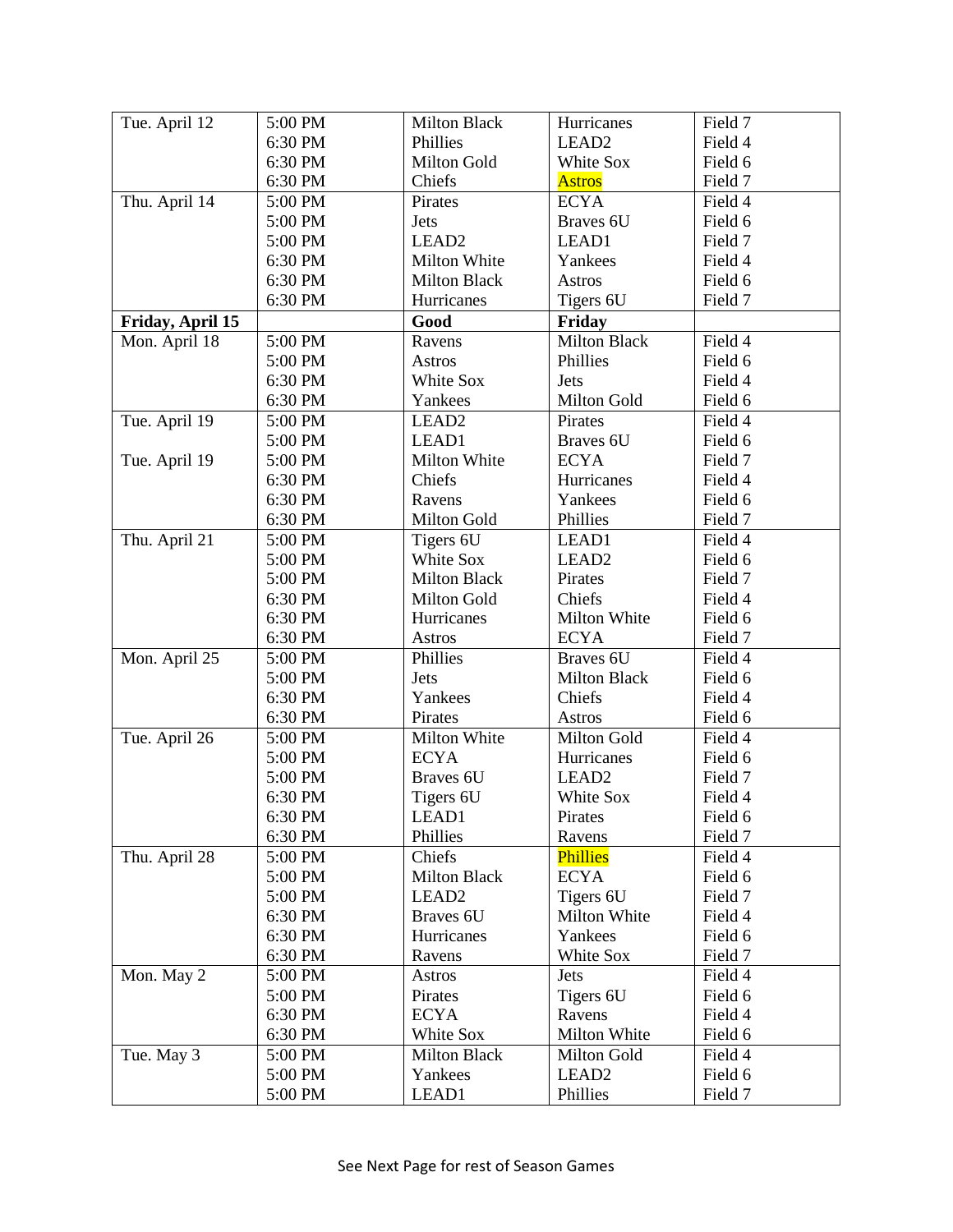| Tue. April 12 | 5:00 PM | Milton Black | Hurricanes | Field 7 |
|---|---|---|---|---|
| | 6:30 PM | Phillies | LEAD2 | Field 4 |
| | 6:30 PM | Milton Gold | White Sox | Field 6 |
| | 6:30 PM | Chiefs | Astros | Field 7 |
| Thu. April 14 | 5:00 PM | Pirates | ECYA | Field 4 |
| | 5:00 PM | Jets | Braves 6U | Field 6 |
| | 5:00 PM | LEAD2 | LEAD1 | Field 7 |
| | 6:30 PM | Milton White | Yankees | Field 4 |
| | 6:30 PM | Milton Black | Astros | Field 6 |
| | 6:30 PM | Hurricanes | Tigers 6U | Field 7 |
| **Friday, April 15** | | **Good** | **Friday** | |
| Mon. April 18 | 5:00 PM | Ravens | Milton Black | Field 4 |
| | 5:00 PM | Astros | Phillies | Field 6 |
| | 6:30 PM | White Sox | Jets | Field 4 |
| | 6:30 PM | Yankees | Milton Gold | Field 6 |
| Tue. April 19 | 5:00 PM | LEAD2 | Pirates | Field 4 |
| | 5:00 PM | LEAD1 | Braves 6U | Field 6 |
| Tue. April 19 | 5:00 PM | Milton White | ECYA | Field 7 |
| | 6:30 PM | Chiefs | Hurricanes | Field 4 |
| | 6:30 PM | Ravens | Yankees | Field 6 |
| | 6:30 PM | Milton Gold | Phillies | Field 7 |
| Thu. April 21 | 5:00 PM | Tigers 6U | LEAD1 | Field 4 |
| | 5:00 PM | White Sox | LEAD2 | Field 6 |
| | 5:00 PM | Milton Black | Pirates | Field 7 |
| | 6:30 PM | Milton Gold | Chiefs | Field 4 |
| | 6:30 PM | Hurricanes | Milton White | Field 6 |
| | 6:30 PM | Astros | ECYA | Field 7 |
| Mon. April 25 | 5:00 PM | Phillies | Braves 6U | Field 4 |
| | 5:00 PM | Jets | Milton Black | Field 6 |
| | 6:30 PM | Yankees | Chiefs | Field 4 |
| | 6:30 PM | Pirates | Astros | Field 6 |
| Tue. April 26 | 5:00 PM | Milton White | Milton Gold | Field 4 |
| | 5:00 PM | ECYA | Hurricanes | Field 6 |
| | 5:00 PM | Braves 6U | LEAD2 | Field 7 |
| | 6:30 PM | Tigers 6U | White Sox | Field 4 |
| | 6:30 PM | LEAD1 | Pirates | Field 6 |
| | 6:30 PM | Phillies | Ravens | Field 7 |
| Thu. April 28 | 5:00 PM | Chiefs | Phillies | Field 4 |
| | 5:00 PM | Milton Black | ECYA | Field 6 |
| | 5:00 PM | LEAD2 | Tigers 6U | Field 7 |
| | 6:30 PM | Braves 6U | Milton White | Field 4 |
| | 6:30 PM | Hurricanes | Yankees | Field 6 |
| | 6:30 PM | Ravens | White Sox | Field 7 |
| Mon. May 2 | 5:00 PM | Astros | Jets | Field 4 |
| | 5:00 PM | Pirates | Tigers 6U | Field 6 |
| | 6:30 PM | ECYA | Ravens | Field 4 |
| | 6:30 PM | White Sox | Milton White | Field 6 |
| Tue. May 3 | 5:00 PM | Milton Black | Milton Gold | Field 4 |
| | 5:00 PM | Yankees | LEAD2 | Field 6 |
| | 5:00 PM | LEAD1 | Phillies | Field 7 |

See Next Page for rest of Season Games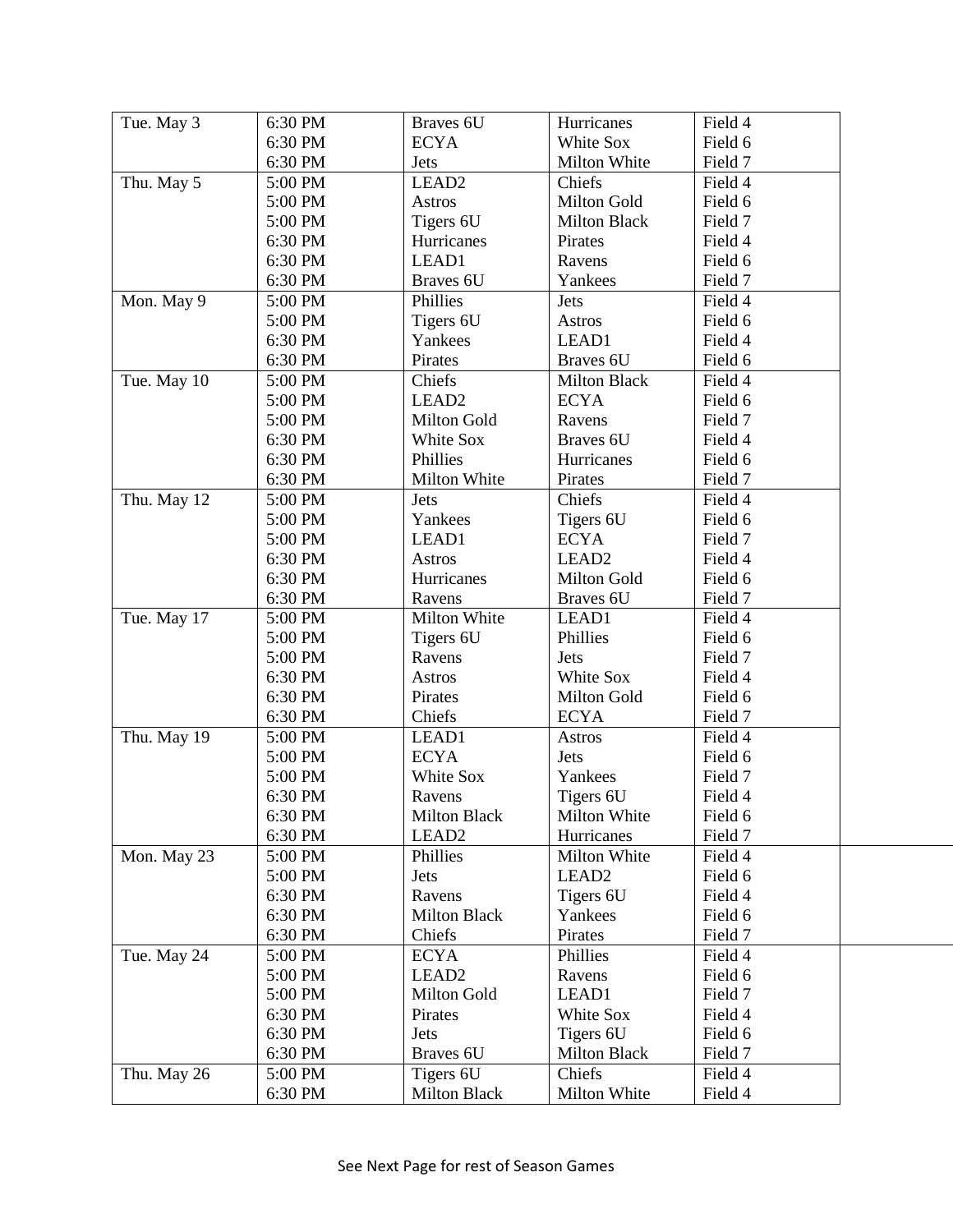| Tue. May 3 | 6:30 PM | Braves 6U | Hurricanes | Field 4 |
|---|---|---|---|---|
| | 6:30 PM | ECYA | White Sox | Field 6 |
| | 6:30 PM | Jets | Milton White | Field 7 |
| Thu. May 5 | 5:00 PM | LEAD2 | Chiefs | Field 4 |
| | 5:00 PM | Astros | Milton Gold | Field 6 |
| | 5:00 PM | Tigers 6U | Milton Black | Field 7 |
| | 6:30 PM | Hurricanes | Pirates | Field 4 |
| | 6:30 PM | LEAD1 | Ravens | Field 6 |
| | 6:30 PM | Braves 6U | Yankees | Field 7 |
| Mon. May 9 | 5:00 PM | Phillies | Jets | Field 4 |
| | 5:00 PM | Tigers 6U | Astros | Field 6 |
| | 6:30 PM | Yankees | LEAD1 | Field 4 |
| | 6:30 PM | Pirates | Braves 6U | Field 6 |
| Tue. May 10 | 5:00 PM | Chiefs | Milton Black | Field 4 |
| | 5:00 PM | LEAD2 | ECYA | Field 6 |
| | 5:00 PM | Milton Gold | Ravens | Field 7 |
| | 6:30 PM | White Sox | Braves 6U | Field 4 |
| | 6:30 PM | Phillies | Hurricanes | Field 6 |
| | 6:30 PM | Milton White | Pirates | Field 7 |
| Thu. May 12 | 5:00 PM | Jets | Chiefs | Field 4 |
| | 5:00 PM | Yankees | Tigers 6U | Field 6 |
| | 5:00 PM | LEAD1 | ECYA | Field 7 |
| | 6:30 PM | Astros | LEAD2 | Field 4 |
| | 6:30 PM | Hurricanes | Milton Gold | Field 6 |
| | 6:30 PM | Ravens | Braves 6U | Field 7 |
| Tue. May 17 | 5:00 PM | Milton White | LEAD1 | Field 4 |
| | 5:00 PM | Tigers 6U | Phillies | Field 6 |
| | 5:00 PM | Ravens | Jets | Field 7 |
| | 6:30 PM | Astros | White Sox | Field 4 |
| | 6:30 PM | Pirates | Milton Gold | Field 6 |
| | 6:30 PM | Chiefs | ECYA | Field 7 |
| Thu. May 19 | 5:00 PM | LEAD1 | Astros | Field 4 |
| | 5:00 PM | ECYA | Jets | Field 6 |
| | 5:00 PM | White Sox | Yankees | Field 7 |
| | 6:30 PM | Ravens | Tigers 6U | Field 4 |
| | 6:30 PM | Milton Black | Milton White | Field 6 |
| | 6:30 PM | LEAD2 | Hurricanes | Field 7 |
| Mon. May 23 | 5:00 PM | Phillies | Milton White | Field 4 |
| | 5:00 PM | Jets | LEAD2 | Field 6 |
| | 6:30 PM | Ravens | Tigers 6U | Field 4 |
| | 6:30 PM | Milton Black | Yankees | Field 6 |
| | 6:30 PM | Chiefs | Pirates | Field 7 |
| Tue. May 24 | 5:00 PM | ECYA | Phillies | Field 4 |
| | 5:00 PM | LEAD2 | Ravens | Field 6 |
| | 5:00 PM | Milton Gold | LEAD1 | Field 7 |
| | 6:30 PM | Pirates | White Sox | Field 4 |
| | 6:30 PM | Jets | Tigers 6U | Field 6 |
| | 6:30 PM | Braves 6U | Milton Black | Field 7 |
| Thu. May 26 | 5:00 PM | Tigers 6U | Chiefs | Field 4 |
| | 6:30 PM | Milton Black | Milton White | Field 4 |

See Next Page for rest of Season Games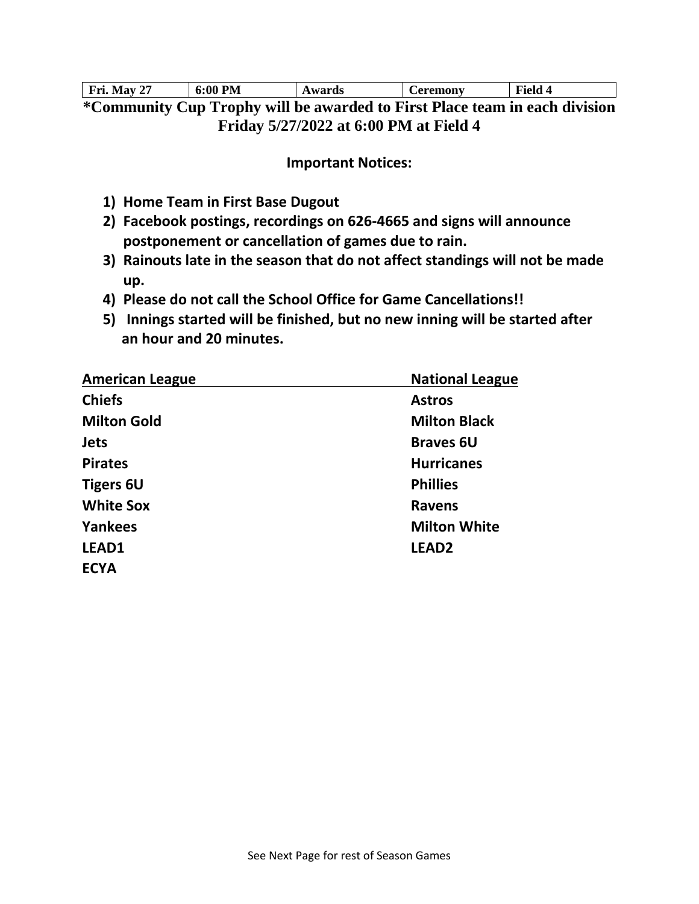| | | | | |
|---|---|---|---|---|
| Fri. May 27 | 6:00 PM | Awards | Ceremony | Field 4 |

**\*Community Cup Trophy will be awarded to First Place team in each division Friday 5/27/2022 at 6:00 PM at Field 4**

**Important Notices:**

1) **Home Team in First Base Dugout**
2) **Facebook postings, recordings on 626-4665 and signs will announce postponement or cancellation of games due to rain.**
3) **Rainouts late in the season that do not affect standings will not be made up.**
4) **Please do not call the School Office for Game Cancellations!!**
5) **Innings started will be finished, but no new inning will be started after an hour and 20 minutes.**

| American League | National League |
|---|---|
| **Chiefs** | **Astros** |
| **Milton Gold** | **Milton Black** |
| **Jets** | **Braves 6U** |
| **Pirates** | **Hurricanes** |
| **Tigers 6U** | **Phillies** |
| **White Sox** | **Ravens** |
| **Yankees** | **Milton White** |
| **LEAD1** | **LEAD2** |
| **ECYA** | |

See Next Page for rest of Season Games